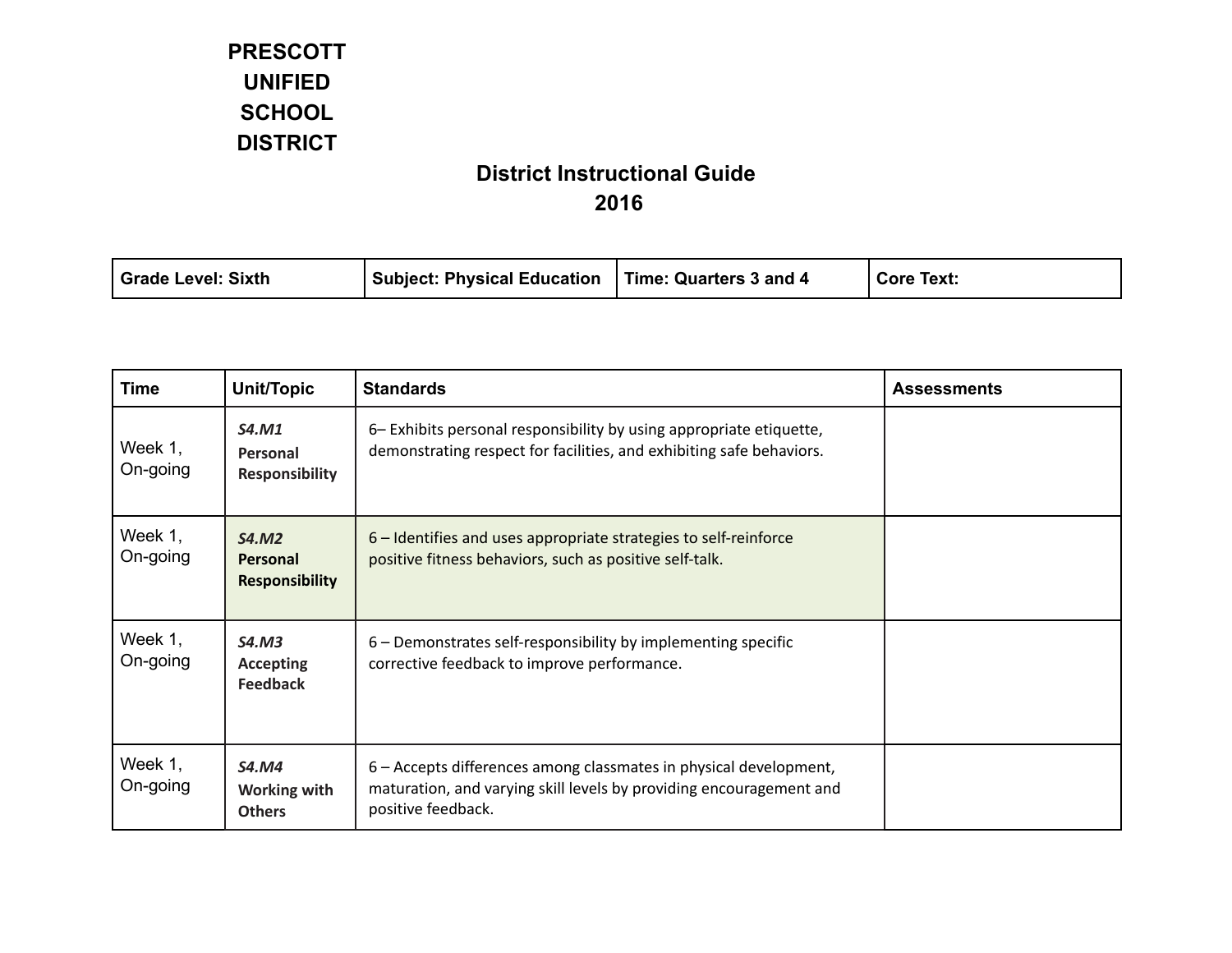# PRESCOTT UNIFIED SCHOOL DISTRICT

## District Instructional Guide
## 2016

| Grade Level: Sixth | Subject: Physical Education | Time: Quarters 3 and 4 | Core Text: |
|---|---|---|---|

| Time | Unit/Topic | Standards | Assessments |
|---|---|---|---|
| Week 1, On-going | ***S4.M1*** **Personal Responsibility** | 6– Exhibits personal responsibility by using appropriate etiquette, demonstrating respect for facilities, and exhibiting safe behaviors. | |
| Week 1, On-going | ***S4.M2*** **Personal Responsibility** | 6 – Identifies and uses appropriate strategies to self-reinforce positive fitness behaviors, such as positive self-talk. | |
| Week 1, On-going | ***S4.M3*** **Accepting Feedback** | 6 – Demonstrates self-responsibility by implementing specific corrective feedback to improve performance. | |
| Week 1, On-going | ***S4.M4*** **Working with Others** | 6 – Accepts differences among classmates in physical development, maturation, and varying skill levels by providing encouragement and positive feedback. | |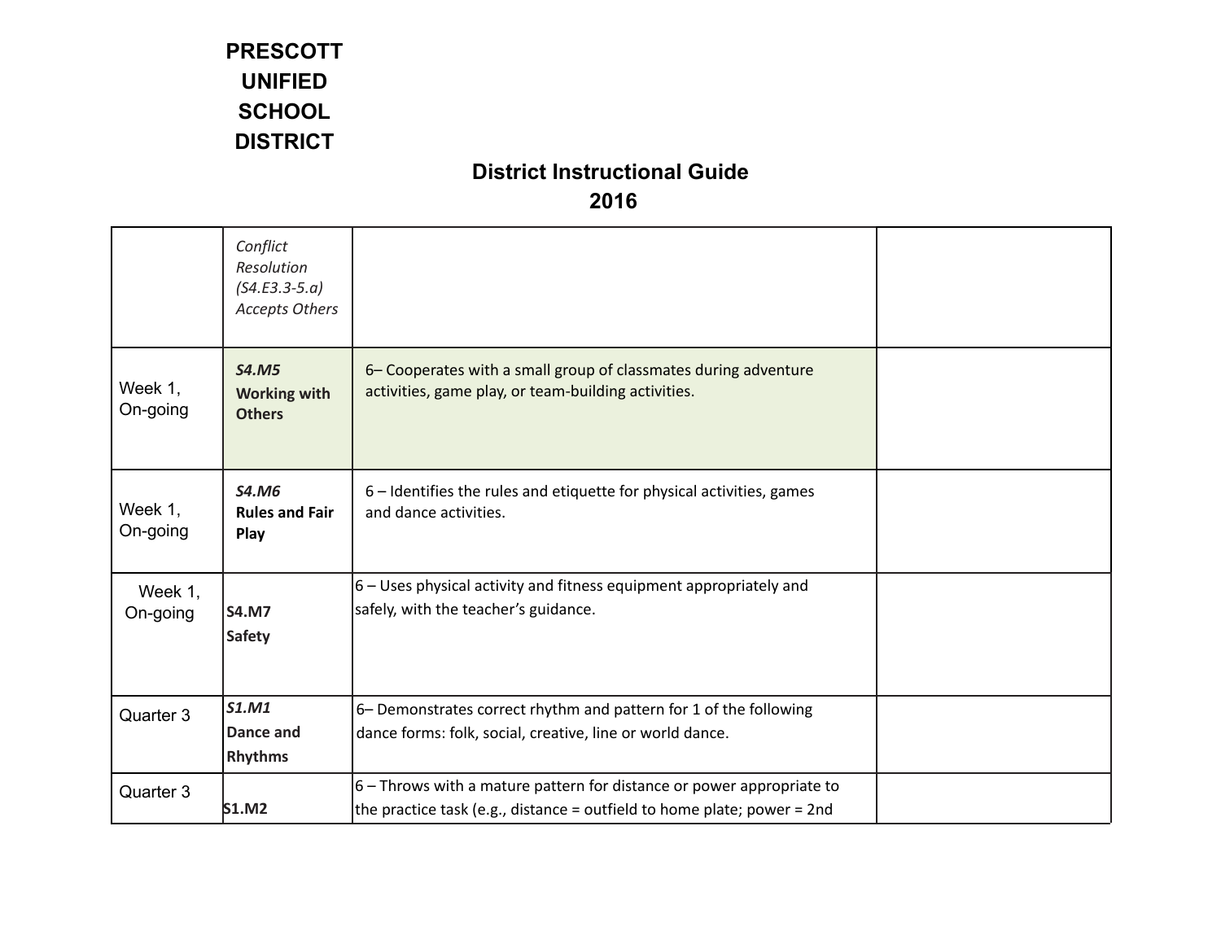**PRESCOTT UNIFIED SCHOOL DISTRICT**

## District Instructional Guide 2016

| | | | |
|---|---|---|---|
| | *Conflict Resolution (S4.E3.3-5.a) Accepts Others* | | |
| Week 1, On-going | ***S4.M5*** **Working with Others** | 6– Cooperates with a small group of classmates during adventure activities, game play, or team-building activities. | |
| Week 1, On-going | ***S4.M6*** **Rules and Fair Play** | 6 – Identifies the rules and etiquette for physical activities, games and dance activities. | |
| Week 1, On-going | **S4.M7 Safety** | 6 – Uses physical activity and fitness equipment appropriately and safely, with the teacher's guidance. | |
| Quarter 3 | ***S1.M1*** **Dance and Rhythms** | 6– Demonstrates correct rhythm and pattern for 1 of the following dance forms: folk, social, creative, line or world dance. | |
| Quarter 3 | **S1.M2** | 6 – Throws with a mature pattern for distance or power appropriate to the practice task (e.g., distance = outfield to home plate; power = 2nd | |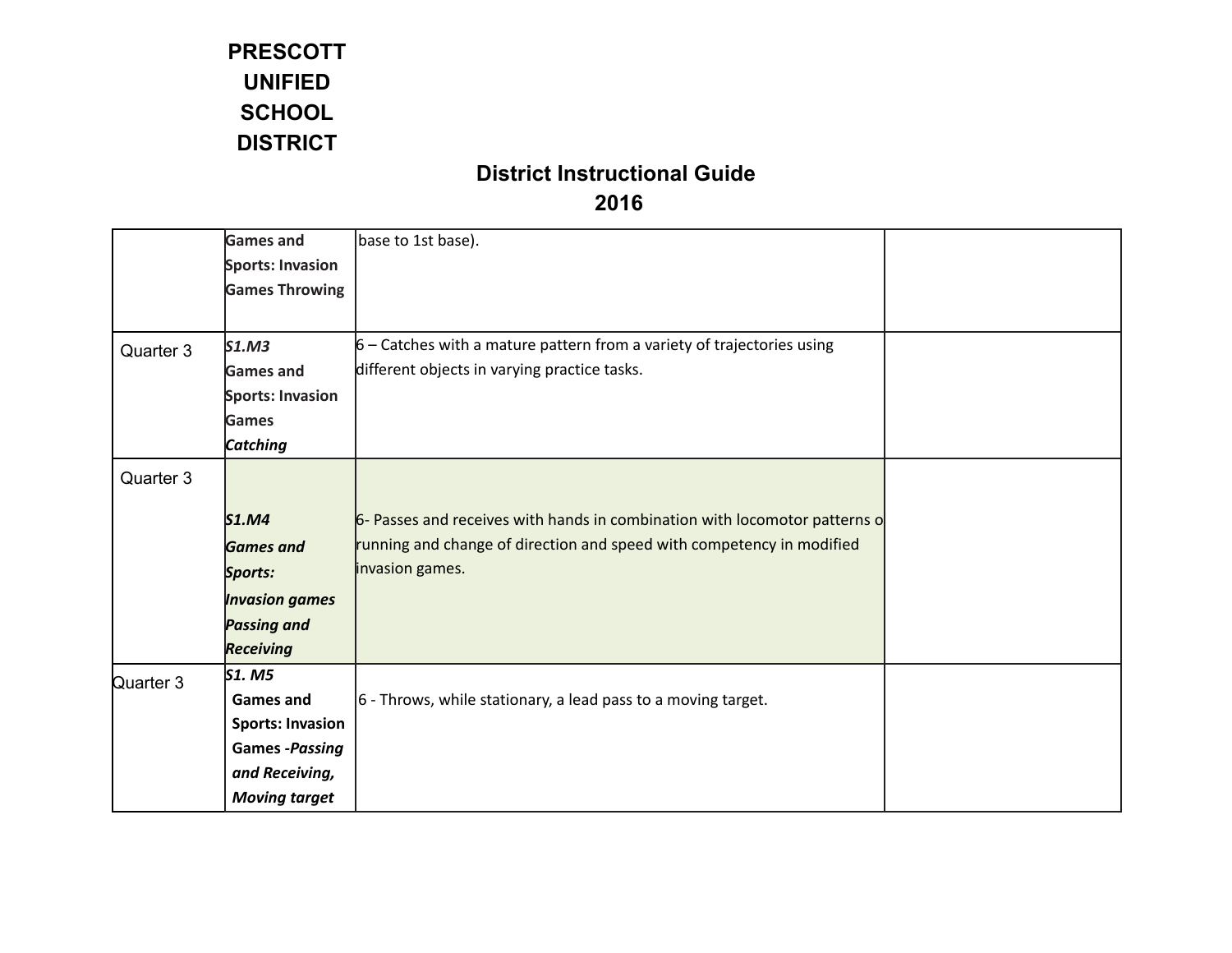# PRESCOTT UNIFIED SCHOOL DISTRICT

## District Instructional Guide 2016

| | | | |
|---|---|---|---|
| | Games and Sports: Invasion Games Throwing | base to 1st base). | |
| Quarter 3 | ***S1.M3*** Games and Sports: Invasion Games ***Catching*** | 6 – Catches with a mature pattern from a variety of trajectories using different objects in varying practice tasks. | |
| Quarter 3 | ***S1.M4 Games and Sports: Invasion games Passing and Receiving*** | 6- Passes and receives with hands in combination with locomotor patterns o running and change of direction and speed with competency in modified invasion games. | |
| Quarter 3 | ***S1. M5*** Games and Sports: Invasion Games -***Passing and Receiving, Moving target*** | 6 - Throws, while stationary, a lead pass to a moving target. | |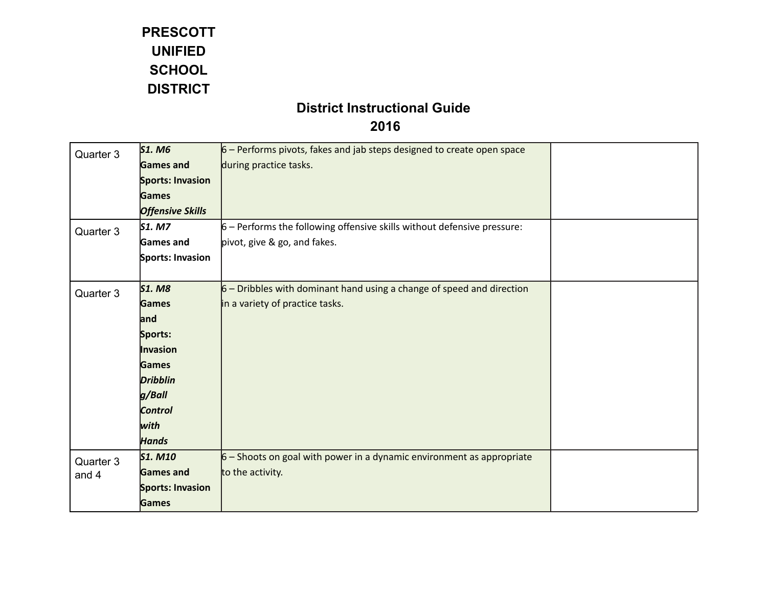**PRESCOTT UNIFIED SCHOOL DISTRICT**

## District Instructional Guide 2016

| | | | |
|---|---|---|---|
| Quarter 3 | ***S1. M6*** **Games and Sports: Invasion Games** ***Offensive Skills*** | 6 – Performs pivots, fakes and jab steps designed to create open space during practice tasks. | |
| Quarter 3 | ***S1. M7*** **Games and Sports: Invasion** | 6 – Performs the following offensive skills without defensive pressure: pivot, give & go, and fakes. | |
| Quarter 3 | ***S1. M8*** **Games and Sports: Invasion Games** ***Dribbling/Ball Control with Hands*** | 6 – Dribbles with dominant hand using a change of speed and direction in a variety of practice tasks. | |
| Quarter 3 and 4 | ***S1. M10*** **Games and Sports: Invasion Games** | 6 – Shoots on goal with power in a dynamic environment as appropriate to the activity. | |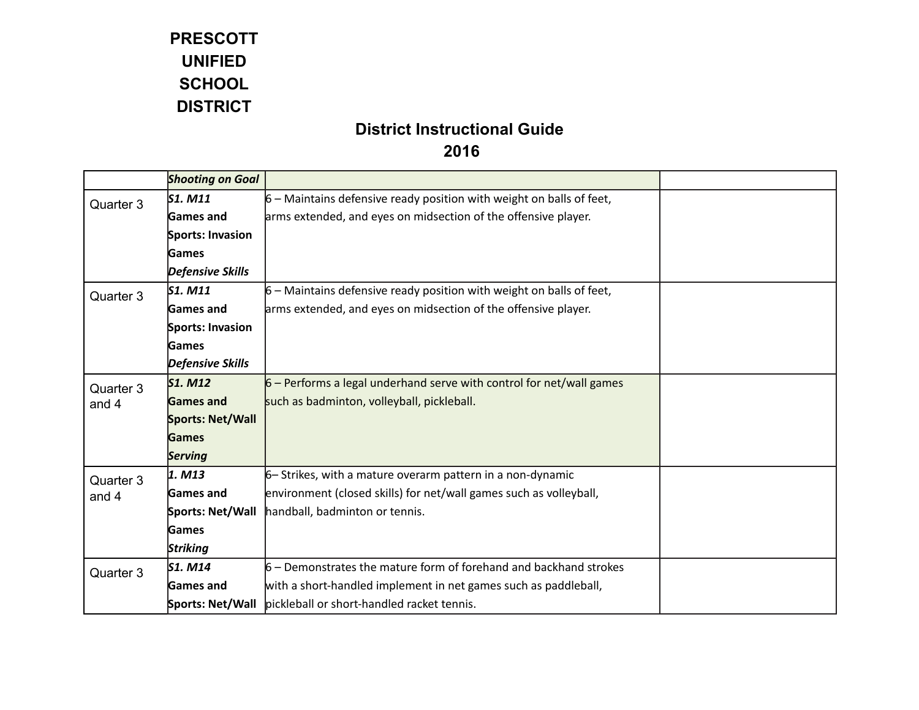PRESCOTT UNIFIED SCHOOL DISTRICT

# District Instructional Guide 2016

| | | | |
|---|---|---|---|
| | ***Shooting on Goal*** | | |
| Quarter 3 | ***S1. M11*** **Games and Sports: Invasion Games** ***Defensive Skills*** | 6 – Maintains defensive ready position with weight on balls of feet, arms extended, and eyes on midsection of the offensive player. | |
| Quarter 3 | ***S1. M11*** **Games and Sports: Invasion Games** ***Defensive Skills*** | 6 – Maintains defensive ready position with weight on balls of feet, arms extended, and eyes on midsection of the offensive player. | |
| Quarter 3 and 4 | ***S1. M12*** **Games and Sports: Net/Wall Games** ***Serving*** | 6 – Performs a legal underhand serve with control for net/wall games such as badminton, volleyball, pickleball. | |
| Quarter 3 and 4 | ***1. M13*** **Games and Sports: Net/Wall Games** ***Striking*** | 6– Strikes, with a mature overarm pattern in a non-dynamic environment (closed skills) for net/wall games such as volleyball, handball, badminton or tennis. | |
| Quarter 3 | ***S1. M14*** **Games and Sports: Net/Wall** | 6 – Demonstrates the mature form of forehand and backhand strokes with a short-handled implement in net games such as paddleball, pickleball or short-handled racket tennis. | |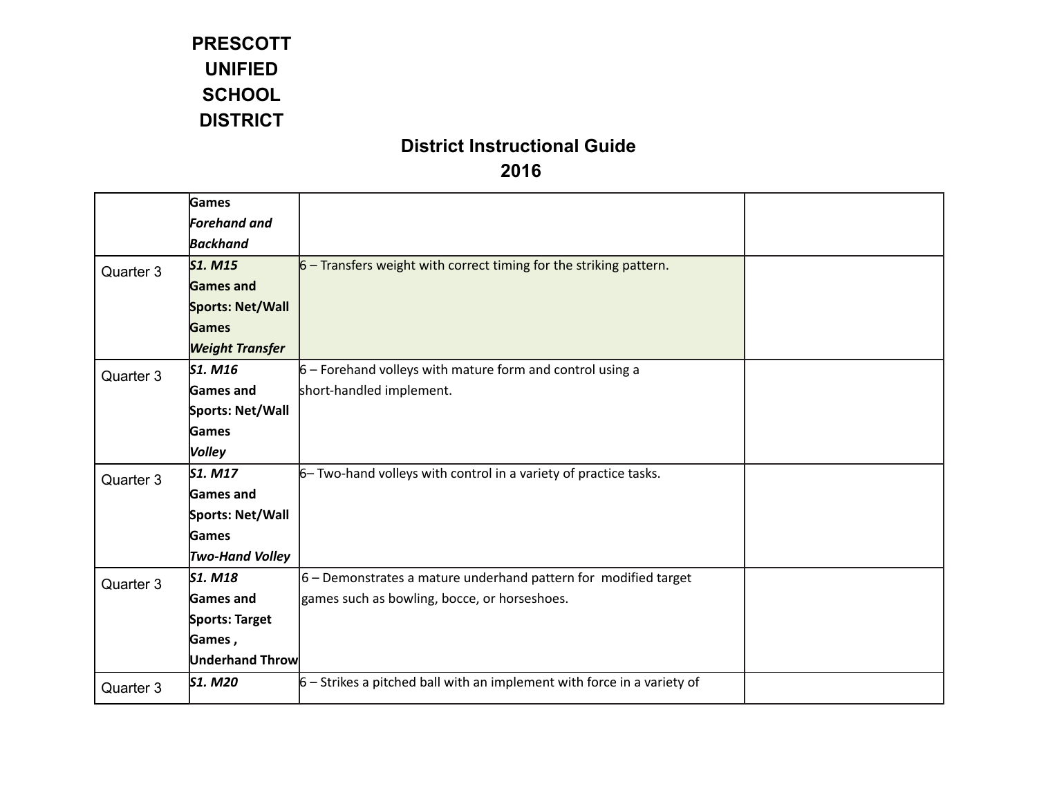PRESCOTT UNIFIED SCHOOL DISTRICT

## District Instructional Guide
## 2016

| | | | |
|---|---|---|---|
| | **Games** ***Forehand and Backhand*** | | |
| Quarter 3 | ***S1. M15*** **Games and Sports: Net/Wall Games** ***Weight Transfer*** | 6 – Transfers weight with correct timing for the striking pattern. | |
| Quarter 3 | ***S1. M16*** **Games and Sports: Net/Wall Games** ***Volley*** | 6 – Forehand volleys with mature form and control using a short-handled implement. | |
| Quarter 3 | ***S1. M17*** **Games and Sports: Net/Wall Games** ***Two-Hand Volley*** | 6– Two-hand volleys with control in a variety of practice tasks. | |
| Quarter 3 | ***S1. M18*** **Games and Sports: Target Games , Underhand Throw** | 6 – Demonstrates a mature underhand pattern for modified target games such as bowling, bocce, or horseshoes. | |
| Quarter 3 | ***S1. M20*** | 6 – Strikes a pitched ball with an implement with force in a variety of | |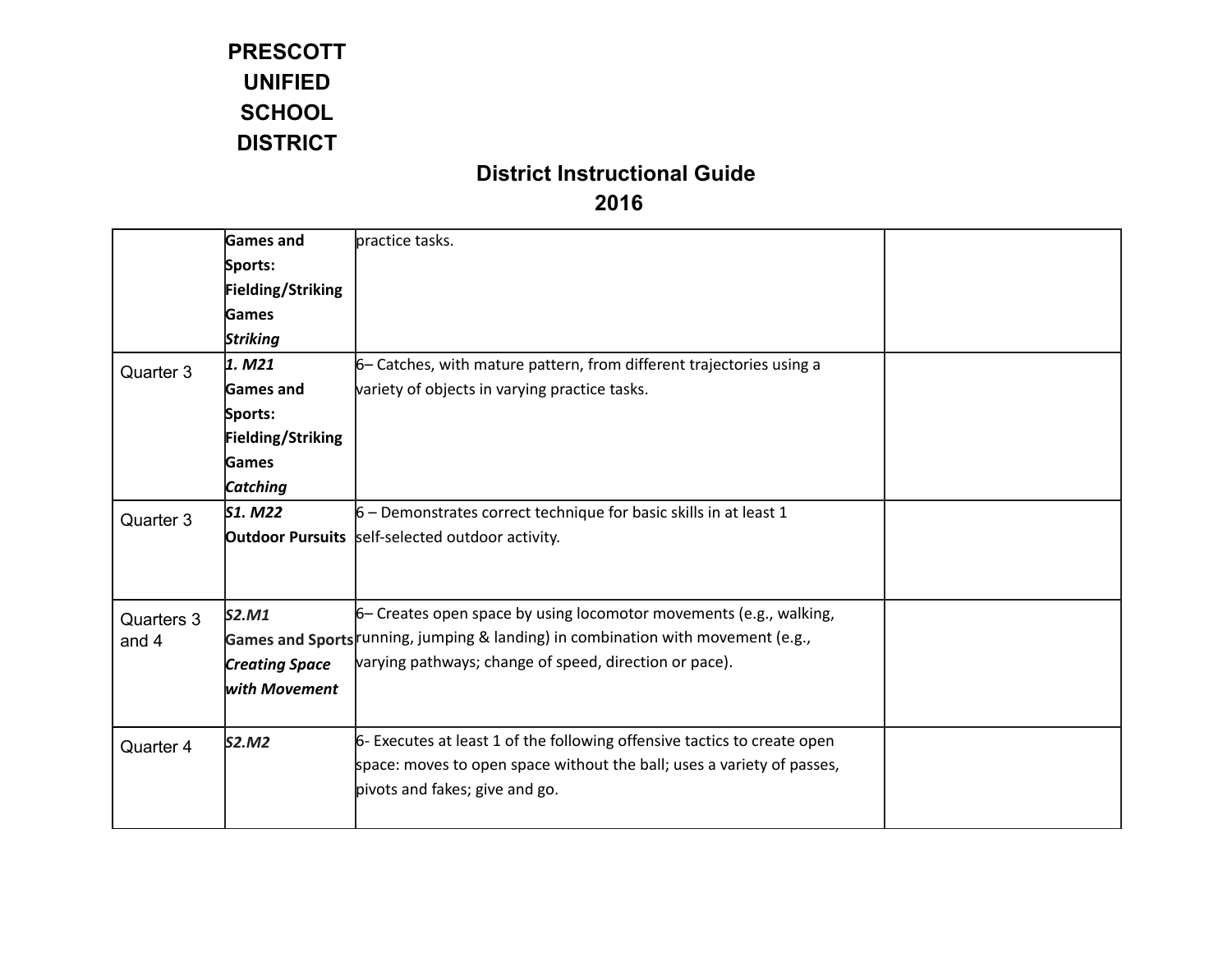PRESCOTT UNIFIED SCHOOL DISTRICT

## District Instructional Guide 2016

| | | | |
|---|---|---|---|
| | **Games and Sports: Fielding/Striking Games** ***Striking*** | practice tasks. | |
| Quarter 3 | ***1. M21*** **Games and Sports: Fielding/Striking Games** ***Catching*** | 6– Catches, with mature pattern, from different trajectories using a variety of objects in varying practice tasks. | |
| Quarter 3 | ***S1. M22*** **Outdoor Pursuits** | 6 – Demonstrates correct technique for basic skills in at least 1 self-selected outdoor activity. | |
| Quarters 3 and 4 | ***S2.M1*** **Games and Sports** ***Creating Space with Movement*** | 6– Creates open space by using locomotor movements (e.g., walking, running, jumping & landing) in combination with movement (e.g., varying pathways; change of speed, direction or pace). | |
| Quarter 4 | ***S2.M2*** | 6- Executes at least 1 of the following offensive tactics to create open space: moves to open space without the ball; uses a variety of passes, pivots and fakes; give and go. | |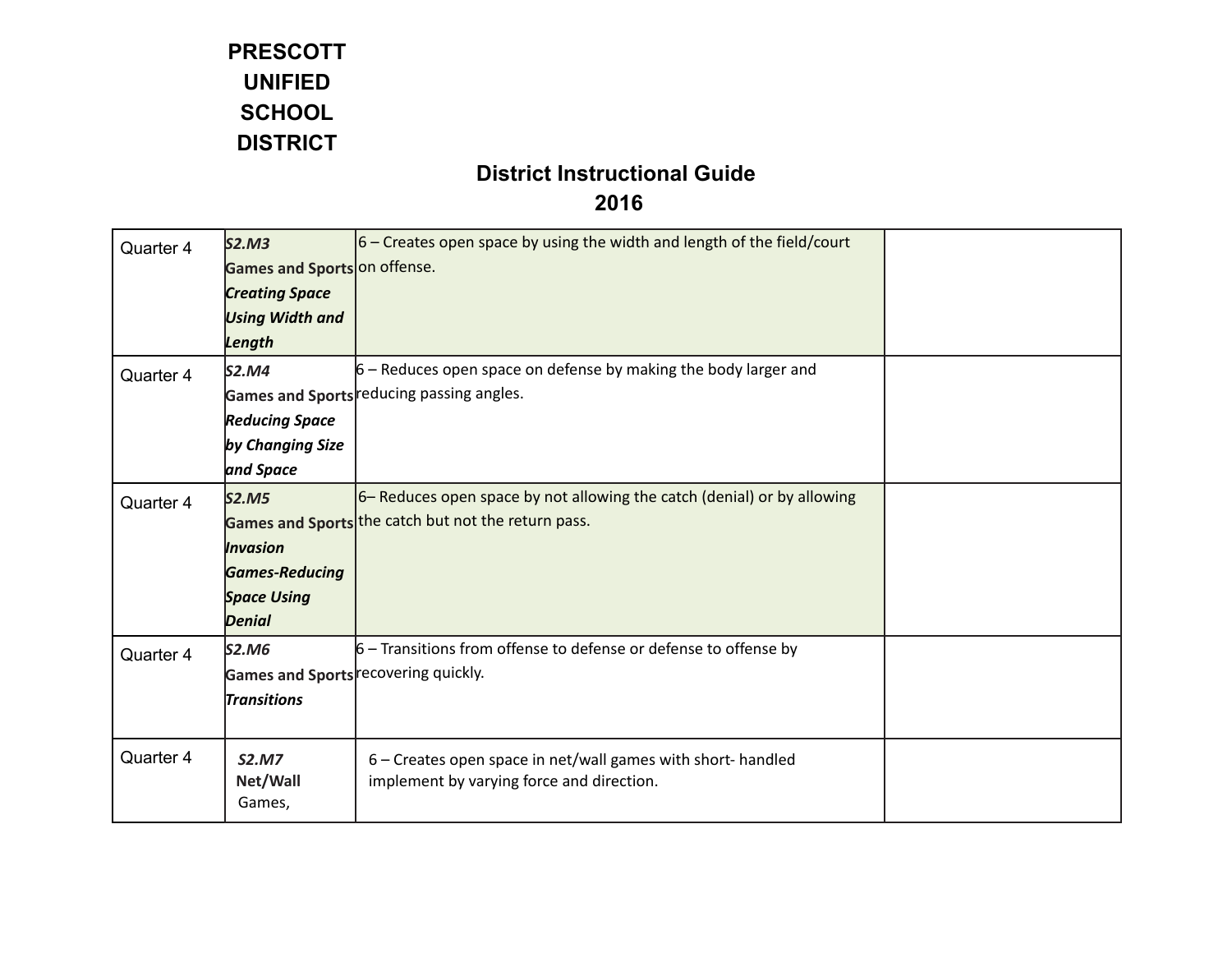PRESCOTT UNIFIED SCHOOL DISTRICT

## District Instructional Guide 2016

| Quarter | Standard | Description | |
|---|---|---|---|
| Quarter 4 | ***S2.M3*** **Games and Sports** ***Creating Space Using Width and Length*** | 6 – Creates open space by using the width and length of the field/court on offense. | |
| Quarter 4 | ***S2.M4*** **Games and Sports** ***Reducing Space by Changing Size and Space*** | 6 – Reduces open space on defense by making the body larger and reducing passing angles. | |
| Quarter 4 | ***S2.M5*** **Games and Sports** ***Invasion Games-Reducing Space Using Denial*** | 6– Reduces open space by not allowing the catch (denial) or by allowing the catch but not the return pass. | |
| Quarter 4 | ***S2.M6*** **Games and Sports** ***Transitions*** | 6 – Transitions from offense to defense or defense to offense by recovering quickly. | |
| Quarter 4 | ***S2.M7*** **Net/Wall** Games, | 6 – Creates open space in net/wall games with short- handled implement by varying force and direction. | |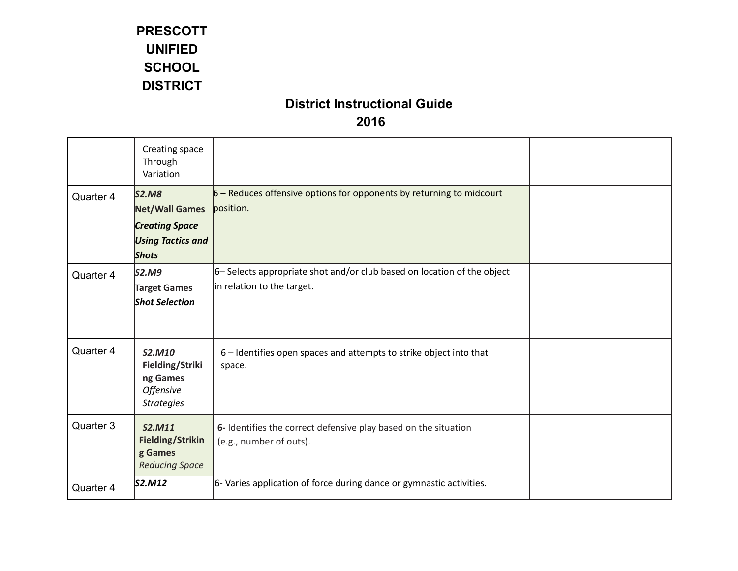**PRESCOTT UNIFIED SCHOOL DISTRICT**

## District Instructional Guide 2016

| | | | |
|---|---|---|---|
| | Creating space Through Variation | | |
| Quarter 4 | ***S2.M8*** **Net/Wall Games** ***Creating Space Using Tactics and Shots*** | 6 – Reduces offensive options for opponents by returning to midcourt position. | |
| Quarter 4 | ***S2.M9*** **Target Games** ***Shot Selection*** | 6– Selects appropriate shot and/or club based on location of the object in relation to the target. | |
| Quarter 4 | ***S2.M10*** **Fielding/Striking Games** *Offensive Strategies* | 6 – Identifies open spaces and attempts to strike object into that space. | |
| Quarter 3 | ***S2.M11*** **Fielding/Striking Games** *Reducing Space* | **6-** Identifies the correct defensive play based on the situation (e.g., number of outs). | |
| Quarter 4 | ***S2.M12*** | 6- Varies application of force during dance or gymnastic activities. | |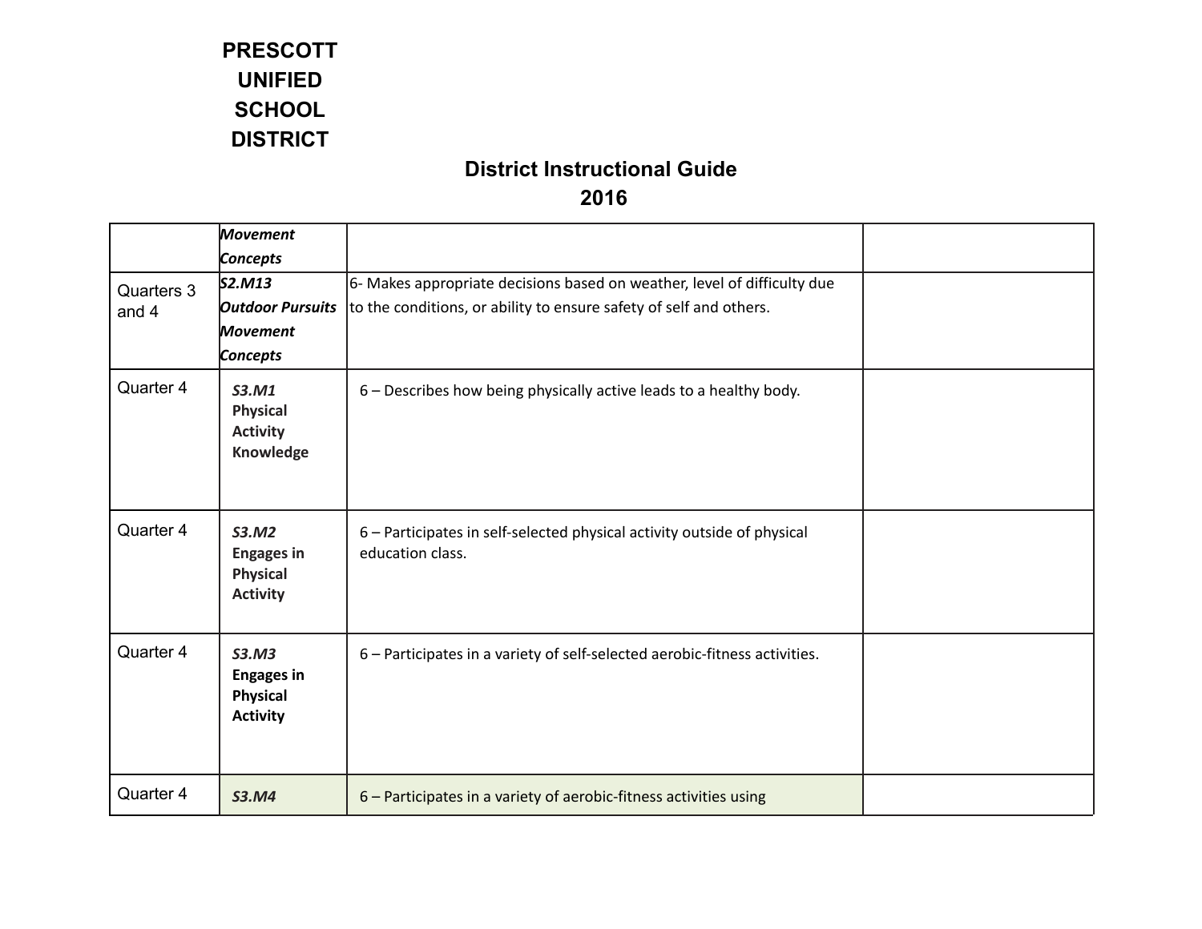**PRESCOTT UNIFIED SCHOOL DISTRICT**

**District Instructional Guide 2016**

| | | | |
|---|---|---|---|
| | ***Movement Concepts*** | | |
| Quarters 3 and 4 | ***S2.M13 Outdoor Pursuits Movement Concepts*** | 6- Makes appropriate decisions based on weather, level of difficulty due to the conditions, or ability to ensure safety of self and others. | |
| Quarter 4 | ***S3.M1*** **Physical Activity Knowledge** | 6 – Describes how being physically active leads to a healthy body. | |
| Quarter 4 | ***S3.M2*** **Engages in Physical Activity** | 6 – Participates in self-selected physical activity outside of physical education class. | |
| Quarter 4 | ***S3.M3*** **Engages in Physical Activity** | 6 – Participates in a variety of self-selected aerobic-fitness activities. | |
| Quarter 4 | ***S3.M4*** | 6 – Participates in a variety of aerobic-fitness activities using | |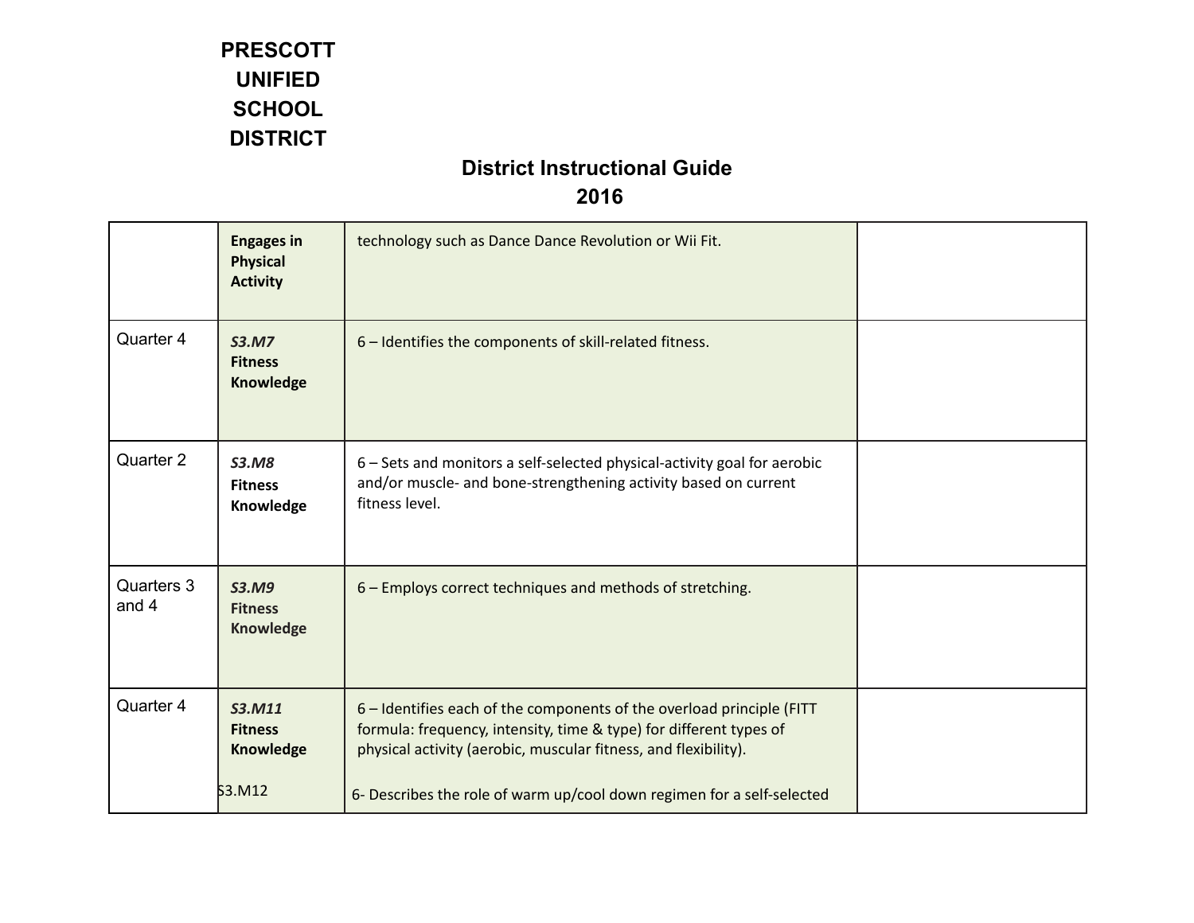**PRESCOTT UNIFIED SCHOOL DISTRICT**

## District Instructional Guide 2016

| | | | |
|---|---|---|---|
| | **Engages in Physical Activity** | technology such as Dance Dance Revolution or Wii Fit. | |
| Quarter 4 | ***S3.M7*** **Fitness Knowledge** | 6 – Identifies the components of skill-related fitness. | |
| Quarter 2 | ***S3.M8*** **Fitness Knowledge** | 6 – Sets and monitors a self-selected physical-activity goal for aerobic and/or muscle- and bone-strengthening activity based on current fitness level. | |
| Quarters 3 and 4 | ***S3.M9*** **Fitness Knowledge** | 6 – Employs correct techniques and methods of stretching. | |
| Quarter 4 | ***S3.M11*** **Fitness Knowledge**<br><br>S3.M12 | 6 – Identifies each of the components of the overload principle (FITT formula: frequency, intensity, time & type) for different types of physical activity (aerobic, muscular fitness, and flexibility).<br><br>6- Describes the role of warm up/cool down regimen for a self-selected | |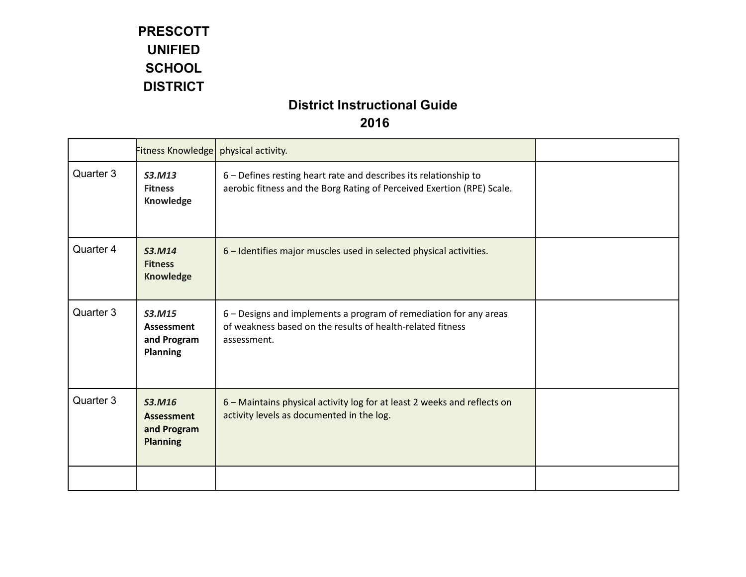# PRESCOTT UNIFIED SCHOOL DISTRICT

## District Instructional Guide 2016

| | | | |
|---|---|---|---|
| | Fitness Knowledge | physical activity. | |
| Quarter 3 | ***S3.M13*** **Fitness Knowledge** | 6 – Defines resting heart rate and describes its relationship to aerobic fitness and the Borg Rating of Perceived Exertion (RPE) Scale. | |
| Quarter 4 | ***S3.M14*** **Fitness Knowledge** | 6 – Identifies major muscles used in selected physical activities. | |
| Quarter 3 | ***S3.M15*** **Assessment and Program Planning** | 6 – Designs and implements a program of remediation for any areas of weakness based on the results of health-related fitness assessment. | |
| Quarter 3 | ***S3.M16*** **Assessment and Program Planning** | 6 – Maintains physical activity log for at least 2 weeks and reflects on activity levels as documented in the log. | |
| | | | |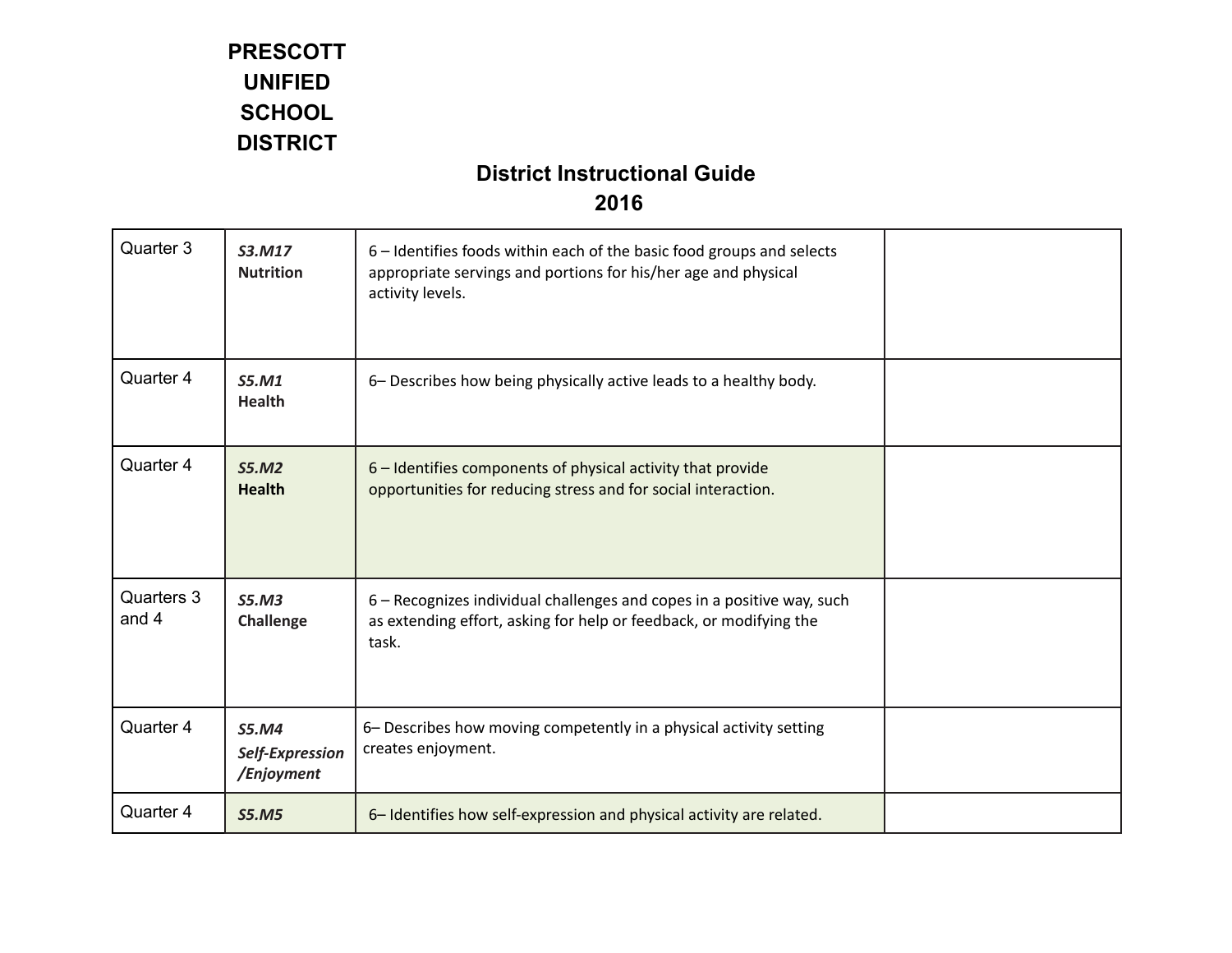**PRESCOTT UNIFIED SCHOOL DISTRICT**

**District Instructional Guide 2016**

| | | | |
|---|---|---|---|
| Quarter 3 | ***S3.M17*** **Nutrition** | 6 – Identifies foods within each of the basic food groups and selects appropriate servings and portions for his/her age and physical activity levels. | |
| Quarter 4 | ***S5.M1*** **Health** | 6– Describes how being physically active leads to a healthy body. | |
| Quarter 4 | ***S5.M2*** **Health** | 6 – Identifies components of physical activity that provide opportunities for reducing stress and for social interaction. | |
| Quarters 3 and 4 | ***S5.M3*** **Challenge** | 6 – Recognizes individual challenges and copes in a positive way, such as extending effort, asking for help or feedback, or modifying the task. | |
| Quarter 4 | ***S5.M4*** ***Self-Expression /Enjoyment*** | 6– Describes how moving competently in a physical activity setting creates enjoyment. | |
| Quarter 4 | ***S5.M5*** | 6– Identifies how self-expression and physical activity are related. | |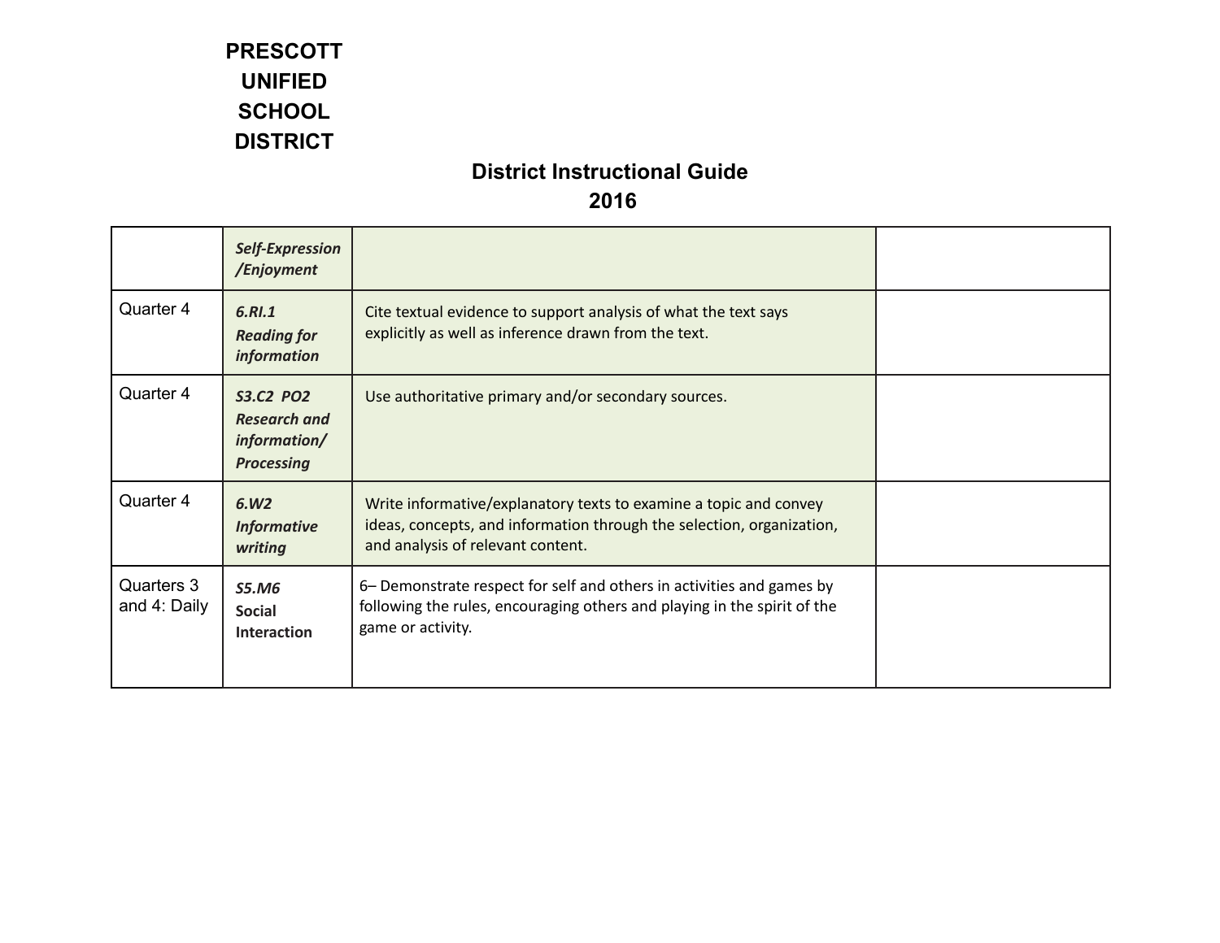PRESCOTT UNIFIED SCHOOL DISTRICT

**District Instructional Guide**
**2016**

| | | | |
|---|---|---|---|
| | ***Self-Expression /Enjoyment*** | | |
| Quarter 4 | ***6.RI.1 Reading for information*** | Cite textual evidence to support analysis of what the text says explicitly as well as inference drawn from the text. | |
| Quarter 4 | ***S3.C2 PO2 Research and information/ Processing*** | Use authoritative primary and/or secondary sources. | |
| Quarter 4 | ***6.W2 Informative writing*** | Write informative/explanatory texts to examine a topic and convey ideas, concepts, and information through the selection, organization, and analysis of relevant content. | |
| Quarters 3 and 4: Daily | ***S5.M6*** **Social Interaction** | 6– Demonstrate respect for self and others in activities and games by following the rules, encouraging others and playing in the spirit of the game or activity. | |